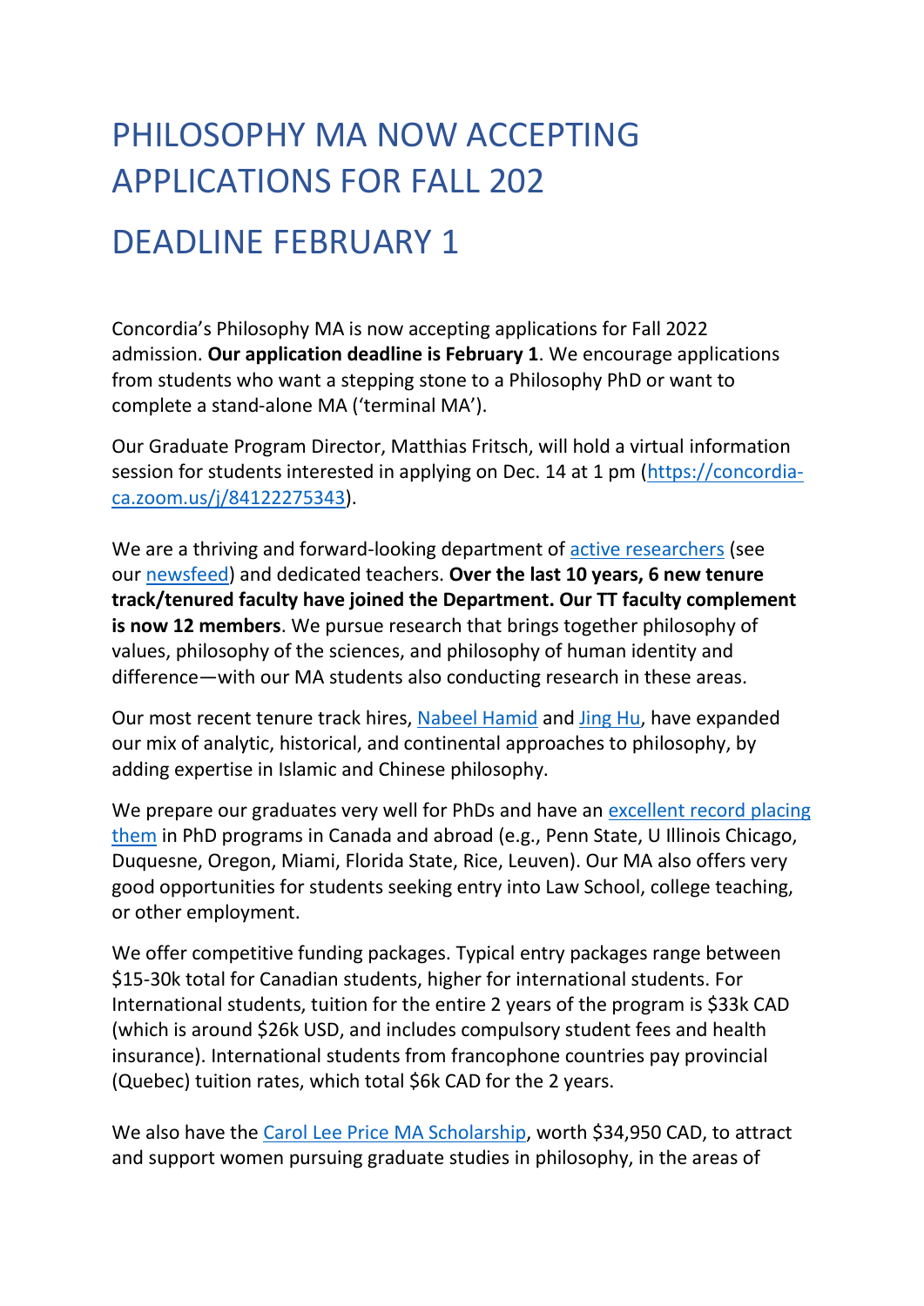# PHILOSOPHY MA NOW ACCEPTING APPLICATIONS FOR FALL 202

# DEADLINE FEBRUARY 1

Concordia's Philosophy MA is now accepting applications for Fall 2022 admission. **Our application deadline is February 1**. We encourage applications from students who want a stepping stone to a Philosophy PhD or want to complete a stand-alone MA ('terminal MA').

Our Graduate Program Director, Matthias Fritsch, will hold a virtual information session for students interested in applying on Dec. 14 at 1 pm (https://concordia-ca.zoom.us/j/84122275343).

We are a thriving and forward-looking department of active researchers (see our newsfeed) and dedicated teachers. **Over the last 10 years, 6 new tenure track/tenured faculty have joined the Department. Our TT faculty complement is now 12 members**. We pursue research that brings together philosophy of values, philosophy of the sciences, and philosophy of human identity and difference—with our MA students also conducting research in these areas.

Our most recent tenure track hires, Nabeel Hamid and Jing Hu, have expanded our mix of analytic, historical, and continental approaches to philosophy, by adding expertise in Islamic and Chinese philosophy.

We prepare our graduates very well for PhDs and have an excellent record placing them in PhD programs in Canada and abroad (e.g., Penn State, U Illinois Chicago, Duquesne, Oregon, Miami, Florida State, Rice, Leuven). Our MA also offers very good opportunities for students seeking entry into Law School, college teaching, or other employment.

We offer competitive funding packages. Typical entry packages range between $15-30k total for Canadian students, higher for international students. For International students, tuition for the entire 2 years of the program is $33k CAD (which is around $26k USD, and includes compulsory student fees and health insurance). International students from francophone countries pay provincial (Quebec) tuition rates, which total $6k CAD for the 2 years.

We also have the Carol Lee Price MA Scholarship, worth $34,950 CAD, to attract and support women pursuing graduate studies in philosophy, in the areas of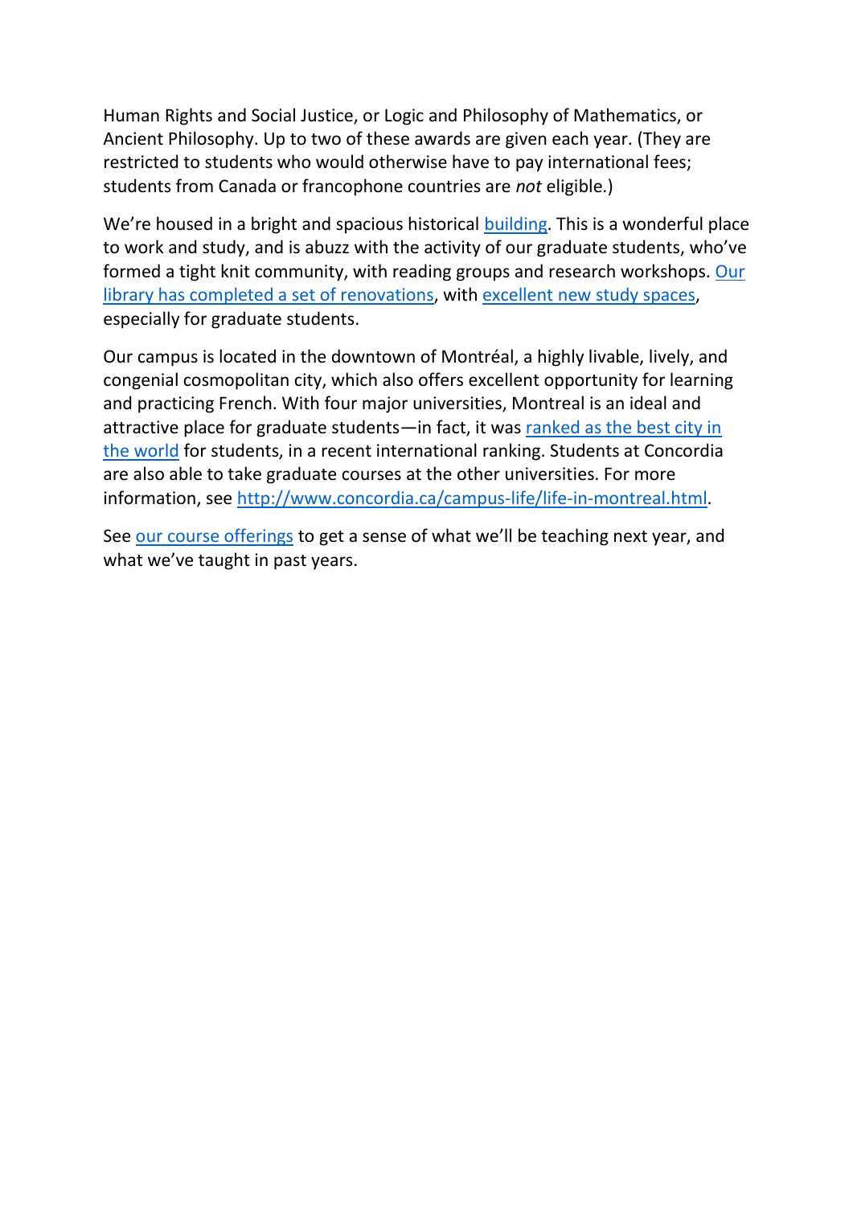Human Rights and Social Justice, or Logic and Philosophy of Mathematics, or Ancient Philosophy. Up to two of these awards are given each year. (They are restricted to students who would otherwise have to pay international fees; students from Canada or francophone countries are *not* eligible.)

We're housed in a bright and spacious historical building. This is a wonderful place to work and study, and is abuzz with the activity of our graduate students, who've formed a tight knit community, with reading groups and research workshops. Our library has completed a set of renovations, with excellent new study spaces, especially for graduate students.

Our campus is located in the downtown of Montréal, a highly livable, lively, and congenial cosmopolitan city, which also offers excellent opportunity for learning and practicing French. With four major universities, Montreal is an ideal and attractive place for graduate students—in fact, it was ranked as the best city in the world for students, in a recent international ranking. Students at Concordia are also able to take graduate courses at the other universities. For more information, see http://www.concordia.ca/campus-life/life-in-montreal.html.

See our course offerings to get a sense of what we'll be teaching next year, and what we've taught in past years.